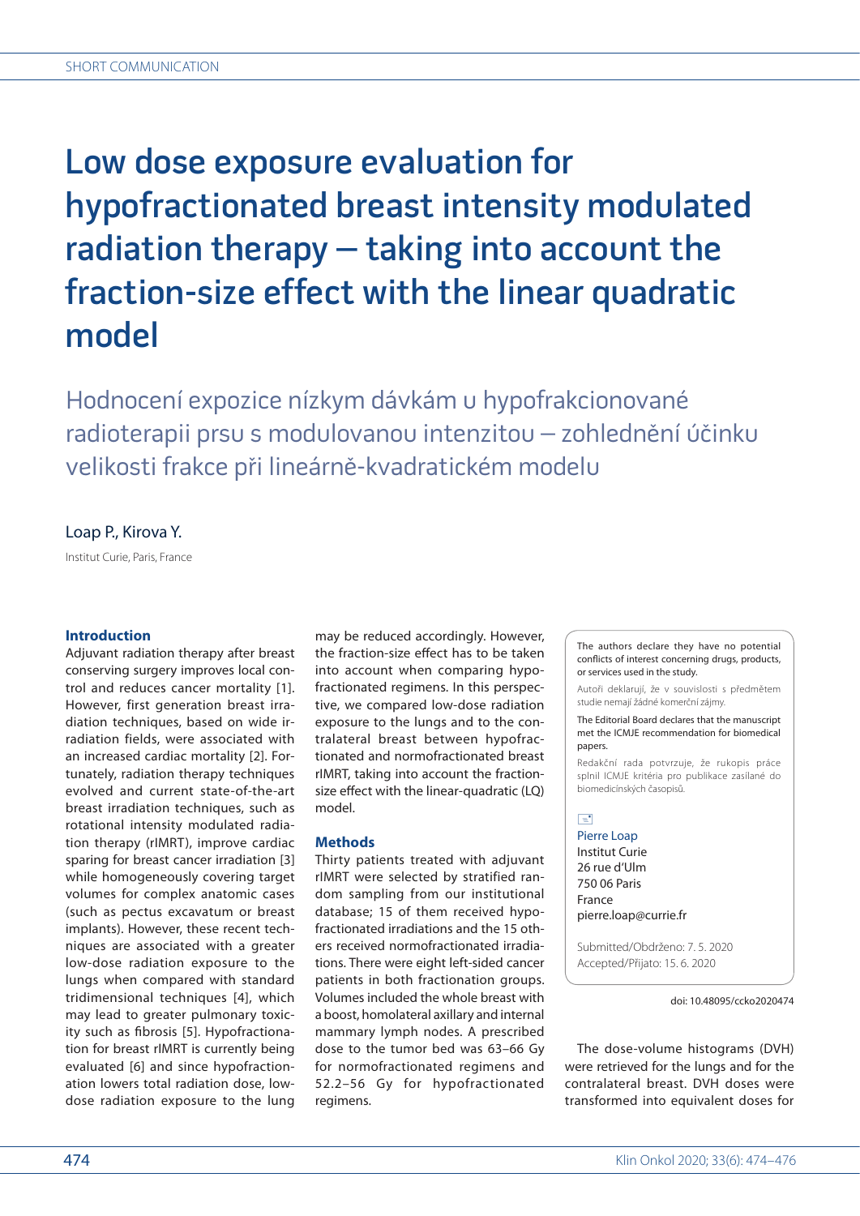# Low dose exposure evaluation for hypofractionated breast intensity modulated radiation therapy – taking into account the fraction-size effect with the linear quadratic model

## Hodnocení expozice nízkym dávkám u hypofrakcionované radioterapii prsu s modulovanou intenzitou – zohlednění účinku velikosti frakce při lineárně-kvadratickém modelu

Loap P., Kirova Y.

Institut Curie, Paris, France

The authors declare they have no potential conflicts of interest concerning drugs, products, or services used in the study.

Autoři deklarují, že v souvislosti s předmětem studie nemají žádné komerční zájmy.

The Editorial Board declares that the manuscript met the ICMJE recommendation for biomedical papers.

Redakční rada potvrzuje, že rukopis práce splnil ICMJE kritéria pro publikace zasílané do biomedicínských časopisů.

Pierre Loap
Institut Curie
26 rue d'Ulm
750 06 Paris
France
pierre.loap@currie.fr

Submitted/Obdrženo: 7. 5. 2020
Accepted/Přijato: 15. 6. 2020

doi: 10.48095/ccko2020474

### Introduction

Adjuvant radiation therapy after breast conserving surgery improves local control and reduces cancer mortality [1]. However, first generation breast irradiation techniques, based on wide irradiation fields, were associated with an increased cardiac mortality [2]. Fortunately, radiation therapy techniques evolved and current state-of-the-art breast irradiation techniques, such as rotational intensity modulated radiation therapy (rIMRT), improve cardiac sparing for breast cancer irradiation [3] while homogeneously covering target volumes for complex anatomic cases (such as pectus excavatum or breast implants). However, these recent techniques are associated with a greater low-dose radiation exposure to the lungs when compared with standard tridimensional techniques [4], which may lead to greater pulmonary toxicity such as fibrosis [5]. Hypofractionation for breast rIMRT is currently being evaluated [6] and since hypofractionation lowers total radiation dose, low-dose radiation exposure to the lung may be reduced accordingly. However, the fraction-size effect has to be taken into account when comparing hypofractionated regimens. In this perspective, we compared low-dose radiation exposure to the lungs and to the contralateral breast between hypofractionated and normofractionated breast rIMRT, taking into account the fraction-size effect with the linear-quadratic (LQ) model.

### Methods

Thirty patients treated with adjuvant rIMRT were selected by stratified random sampling from our institutional database; 15 of them received hypofractionated irradiations and the 15 others received normofractionated irradiations. There were eight left-sided cancer patients in both fractionation groups. Volumes included the whole breast with a boost, homolateral axillary and internal mammary lymph nodes. A prescribed dose to the tumor bed was 63–66 Gy for normofractionated regimens and 52.2–56 Gy for hypofractionated regimens.

The dose-volume histograms (DVH) were retrieved for the lungs and for the contralateral breast. DVH doses were transformed into equivalent doses for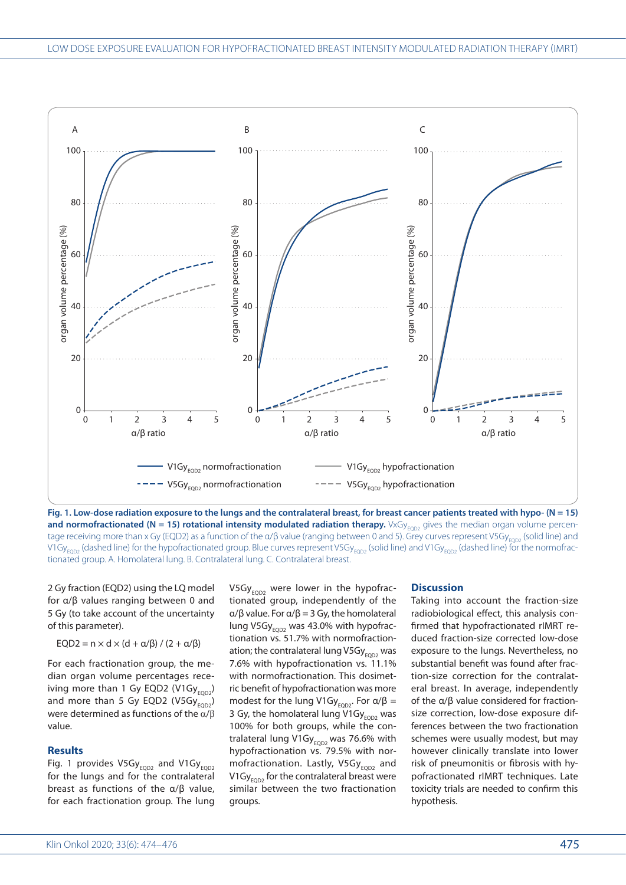Fig. 1. Low-dose radiation exposure to the lungs and the contralateral breast, for breast cancer patients treated with hypo- (N = 15) and normofractionated (N = 15) rotational intensity modulated radiation therapy. $VxGy_{EQD2}$ gives the median organ volume percentage receiving more than x Gy (EQD2) as a function of the α/β value (ranging between 0 and 5). Grey curves represent $V5Gy_{EQD2}$ (solid line) and $V1Gy_{EQD2}$ (dashed line) for the hypofractionated group. Blue curves represent $V5Gy_{EQD2}$ (solid line) and $V1Gy_{EQD2}$ (dashed line) for the normofractionated group. A. Homolateral lung. B. Contralateral lung. C. Contralateral breast.

2 Gy fraction (EQD2) using the LQ model for α/β values ranging between 0 and 5 Gy (to take account of the uncertainty of this parameter).

$$EQD2 = n \times d \times (d + \alpha/\beta) / (2 + \alpha/\beta)$$

For each fractionation group, the median organ volume percentages receiving more than 1 Gy EQD2 ($V1Gy_{EQD2}$) and more than 5 Gy EQD2 ($V5Gy_{EQD2}$) were determined as functions of the α/β value.

## Results

Fig. 1 provides $V5Gy_{EQD2}$ and $V1Gy_{EQD2}$ for the lungs and for the contralateral breast as functions of the α/β value, for each fractionation group. The lung $V5Gy_{EQD2}$ were lower in the hypofractionated group, independently of the α/β value. For α/β = 3 Gy, the homolateral lung $V5Gy_{EQD2}$ was 43.0% with hypofractionation vs. 51.7% with normofractionation; the contralateral lung $V5Gy_{EQD2}$ was 7.6% with hypofractionation vs. 11.1% with normofractionation. This dosimetric benefit of hypofractionation was more modest for the lung $V1Gy_{EQD2}$. For α/β = 3 Gy, the homolateral lung $V1Gy_{EQD2}$ was 100% for both groups, while the contralateral lung $V1Gy_{EQD2}$ was 76.6% with hypofractionation vs. 79.5% with normofractionation. Lastly, $V5Gy_{EQD2}$ and $V1Gy_{EQD2}$ for the contralateral breast were similar between the two fractionation groups.

## Discussion

Taking into account the fraction-size radiobiological effect, this analysis confirmed that hypofractionated rIMRT reduced fraction-size corrected low-dose exposure to the lungs. Nevertheless, no substantial benefit was found after fraction-size correction for the contralateral breast. In average, independently of the α/β value considered for fraction-size correction, low-dose exposure differences between the two fractionation schemes were usually modest, but may however clinically translate into lower risk of pneumonitis or fibrosis with hypofractionated rIMRT techniques. Late toxicity trials are needed to confirm this hypothesis.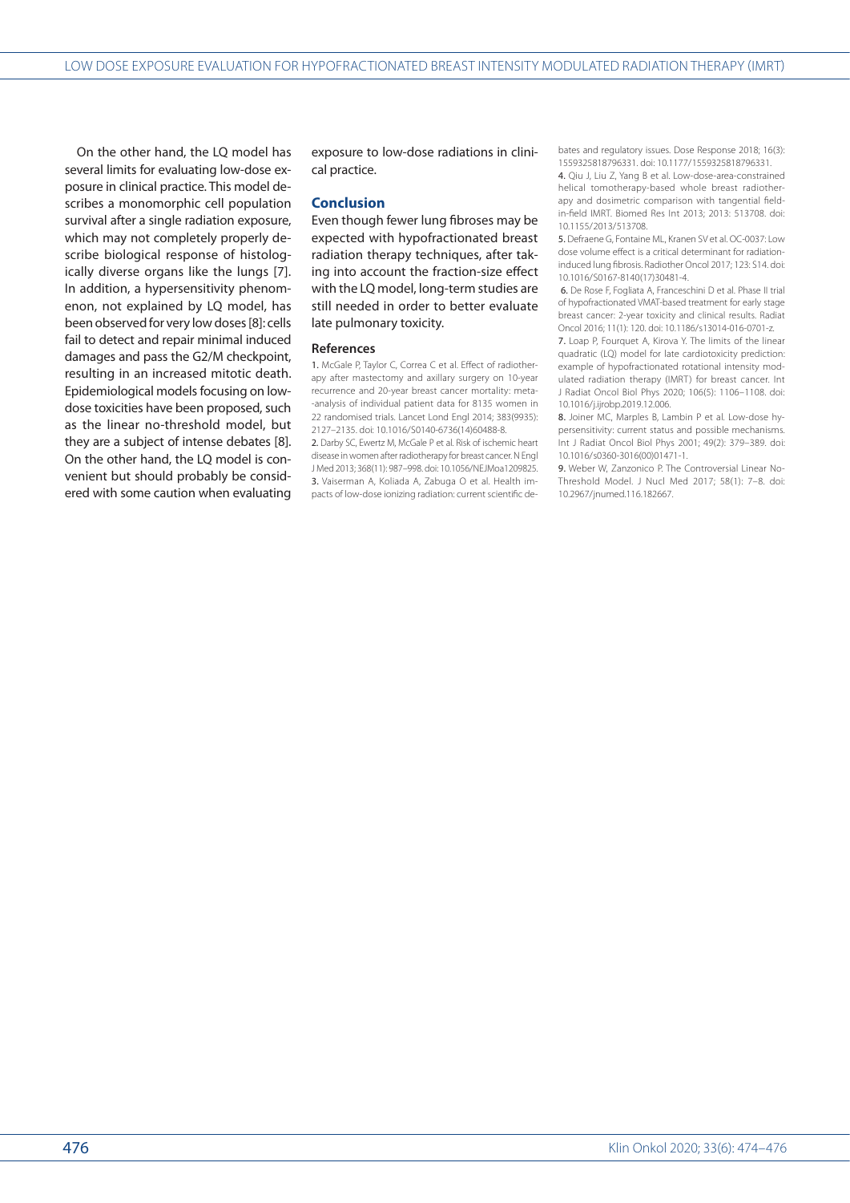On the other hand, the LQ model has several limits for evaluating low-dose exposure in clinical practice. This model describes a monomorphic cell population survival after a single radiation exposure, which may not completely properly describe biological response of histologically diverse organs like the lungs [7]. In addition, a hypersensitivity phenomenon, not explained by LQ model, has been observed for very low doses [8]: cells fail to detect and repair minimal induced damages and pass the G2/M checkpoint, resulting in an increased mitotic death. Epidemiological models focusing on low-dose toxicities have been proposed, such as the linear no-threshold model, but they are a subject of intense debates [8]. On the other hand, the LQ model is convenient but should probably be considered with some caution when evaluating exposure to low-dose radiations in clinical practice.

## Conclusion

Even though fewer lung fibroses may be expected with hypofractionated breast radiation therapy techniques, after taking into account the fraction-size effect with the LQ model, long-term studies are still needed in order to better evaluate late pulmonary toxicity.

### References

1. McGale P, Taylor C, Correa C et al. Effect of radiotherapy after mastectomy and axillary surgery on 10-year recurrence and 20-year breast cancer mortality: meta-analysis of individual patient data for 8135 women in 22 randomised trials. Lancet Lond Engl 2014; 383(9935): 2127–2135. doi: 10.1016/S0140-6736(14)60488-8.
2. Darby SC, Ewertz M, McGale P et al. Risk of ischemic heart disease in women after radiotherapy for breast cancer. N Engl J Med 2013; 368(11): 987–998. doi: 10.1056/NEJMoa1209825.
3. Vaiserman A, Koliada A, Zabuga O et al. Health impacts of low-dose ionizing radiation: current scientific debates and regulatory issues. Dose Response 2018; 16(3): 1559325818796331. doi: 10.1177/1559325818796331.
4. Qiu J, Liu Z, Yang B et al. Low-dose-area-constrained helical tomotherapy-based whole breast radiotherapy and dosimetric comparison with tangential field-in-field IMRT. Biomed Res Int 2013; 2013: 513708. doi: 10.1155/2013/513708.
5. Defraene G, Fontaine ML, Kranen SV et al. OC-0037: Low dose volume effect is a critical determinant for radiation-induced lung fibrosis. Radiother Oncol 2017; 123: S14. doi: 10.1016/S0167-8140(17)30481-4.
6. De Rose F, Fogliata A, Franceschini D et al. Phase II trial of hypofractionated VMAT-based treatment for early stage breast cancer: 2-year toxicity and clinical results. Radiat Oncol 2016; 11(1): 120. doi: 10.1186/s13014-016-0701-z.
7. Loap P, Fourquet A, Kirova Y. The limits of the linear quadratic (LQ) model for late cardiotoxicity prediction: example of hypofractionated rotational intensity modulated radiation therapy (IMRT) for breast cancer. Int J Radiat Oncol Biol Phys 2020; 106(5): 1106–1108. doi: 10.1016/j.ijrobp.2019.12.006.
8. Joiner MC, Marples B, Lambin P et al. Low-dose hypersensitivity: current status and possible mechanisms. Int J Radiat Oncol Biol Phys 2001; 49(2): 379–389. doi: 10.1016/s0360-3016(00)01471-1.
9. Weber W, Zanzonico P. The Controversial Linear No-Threshold Model. J Nucl Med 2017; 58(1): 7–8. doi: 10.2967/jnumed.116.182667.